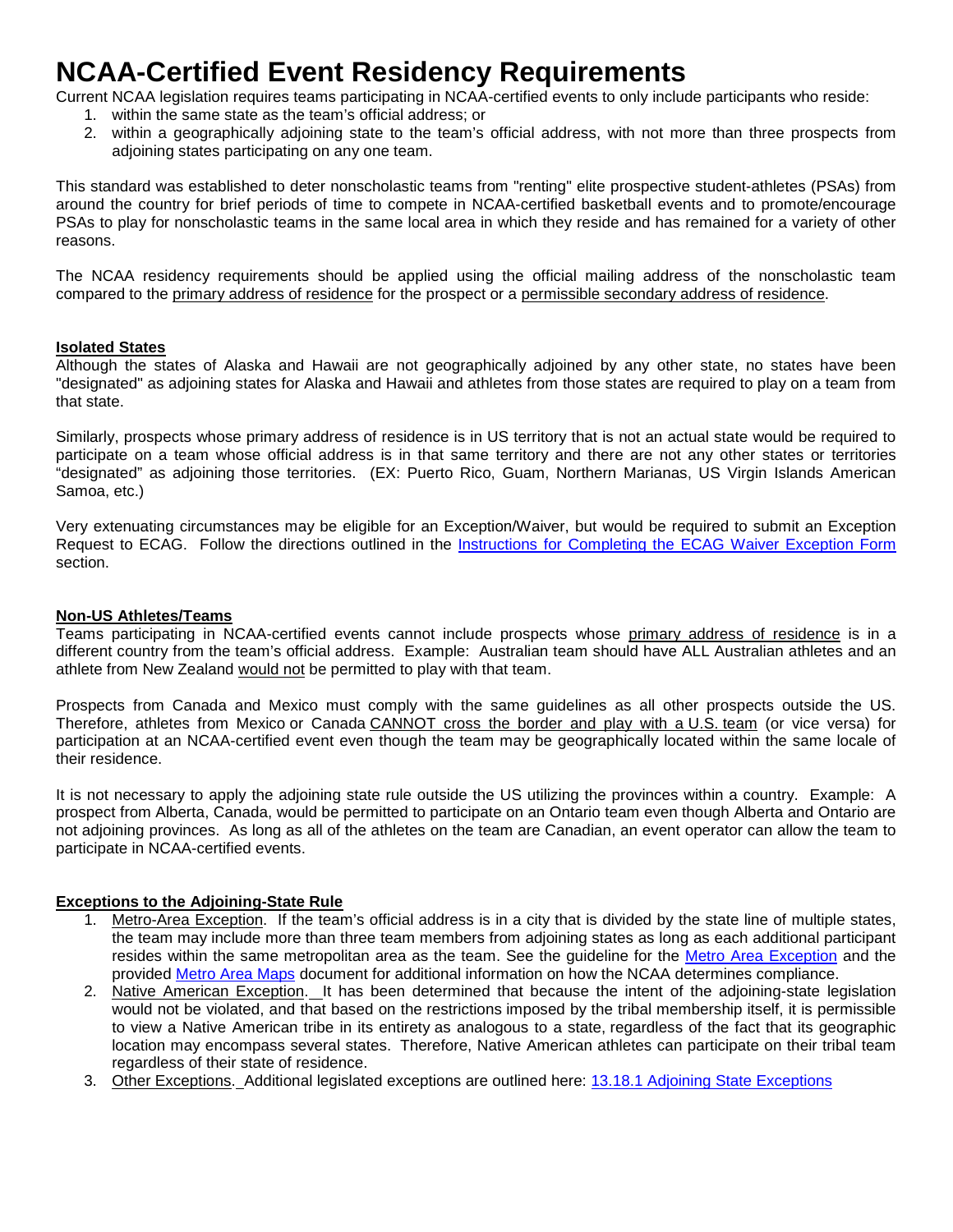# NCAA-Certified Event Residency Requirements

Current NCAA legislation requires teams participating in NCAA-certified events to only include participants who reside:

1. within the same state as the team's official address; or
2. within a geographically adjoining state to the team's official address, with not more than three prospects from adjoining states participating on any one team.

This standard was established to deter nonscholastic teams from "renting" elite prospective student-athletes (PSAs) from around the country for brief periods of time to compete in NCAA-certified basketball events and to promote/encourage PSAs to play for nonscholastic teams in the same local area in which they reside and has remained for a variety of other reasons.

The NCAA residency requirements should be applied using the official mailing address of the nonscholastic team compared to the primary address of residence for the prospect or a permissible secondary address of residence.

**Isolated States**

Although the states of Alaska and Hawaii are not geographically adjoined by any other state, no states have been "designated" as adjoining states for Alaska and Hawaii and athletes from those states are required to play on a team from that state.

Similarly, prospects whose primary address of residence is in US territory that is not an actual state would be required to participate on a team whose official address is in that same territory and there are not any other states or territories "designated" as adjoining those territories. (EX: Puerto Rico, Guam, Northern Marianas, US Virgin Islands American Samoa, etc.)

Very extenuating circumstances may be eligible for an Exception/Waiver, but would be required to submit an Exception Request to ECAG. Follow the directions outlined in the Instructions for Completing the ECAG Waiver Exception Form section.

**Non-US Athletes/Teams**

Teams participating in NCAA-certified events cannot include prospects whose primary address of residence is in a different country from the team's official address. Example: Australian team should have ALL Australian athletes and an athlete from New Zealand would not be permitted to play with that team.

Prospects from Canada and Mexico must comply with the same guidelines as all other prospects outside the US. Therefore, athletes from Mexico or Canada CANNOT cross the border and play with a U.S. team (or vice versa) for participation at an NCAA-certified event even though the team may be geographically located within the same locale of their residence.

It is not necessary to apply the adjoining state rule outside the US utilizing the provinces within a country. Example: A prospect from Alberta, Canada, would be permitted to participate on an Ontario team even though Alberta and Ontario are not adjoining provinces. As long as all of the athletes on the team are Canadian, an event operator can allow the team to participate in NCAA-certified events.

**Exceptions to the Adjoining-State Rule**

1. Metro-Area Exception. If the team's official address is in a city that is divided by the state line of multiple states, the team may include more than three team members from adjoining states as long as each additional participant resides within the same metropolitan area as the team. See the guideline for the Metro Area Exception and the provided Metro Area Maps document for additional information on how the NCAA determines compliance.
2. Native American Exception. It has been determined that because the intent of the adjoining-state legislation would not be violated, and that based on the restrictions imposed by the tribal membership itself, it is permissible to view a Native American tribe in its entirety as analogous to a state, regardless of the fact that its geographic location may encompass several states. Therefore, Native American athletes can participate on their tribal team regardless of their state of residence.
3. Other Exceptions. Additional legislated exceptions are outlined here: 13.18.1 Adjoining State Exceptions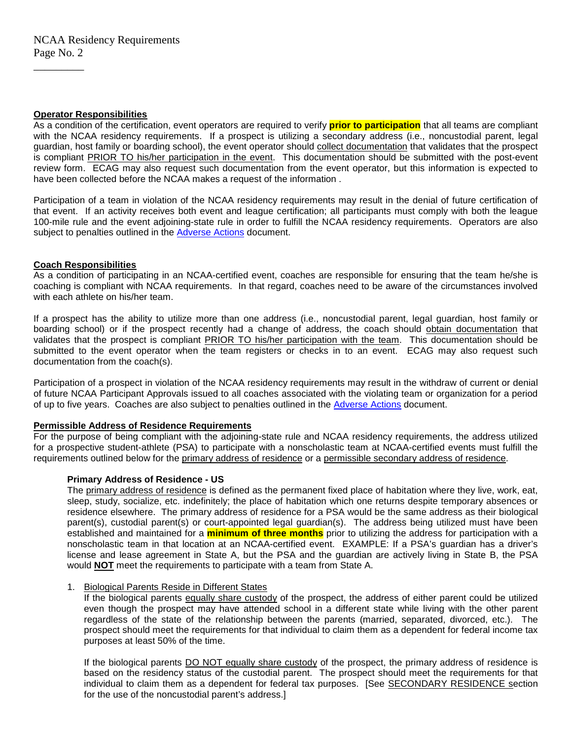**Operator Responsibilities**

As a condition of the certification, event operators are required to verify **prior to participation** that all teams are compliant with the NCAA residency requirements. If a prospect is utilizing a secondary address (i.e., noncustodial parent, legal guardian, host family or boarding school), the event operator should collect documentation that validates that the prospect is compliant PRIOR TO his/her participation in the event. This documentation should be submitted with the post-event review form. ECAG may also request such documentation from the event operator, but this information is expected to have been collected before the NCAA makes a request of the information .

Participation of a team in violation of the NCAA residency requirements may result in the denial of future certification of that event. If an activity receives both event and league certification; all participants must comply with both the league 100-mile rule and the event adjoining-state rule in order to fulfill the NCAA residency requirements. Operators are also subject to penalties outlined in the Adverse Actions document.

**Coach Responsibilities**

As a condition of participating in an NCAA-certified event, coaches are responsible for ensuring that the team he/she is coaching is compliant with NCAA requirements. In that regard, coaches need to be aware of the circumstances involved with each athlete on his/her team.

If a prospect has the ability to utilize more than one address (i.e., noncustodial parent, legal guardian, host family or boarding school) or if the prospect recently had a change of address, the coach should obtain documentation that validates that the prospect is compliant PRIOR TO his/her participation with the team. This documentation should be submitted to the event operator when the team registers or checks in to an event. ECAG may also request such documentation from the coach(s).

Participation of a prospect in violation of the NCAA residency requirements may result in the withdraw of current or denial of future NCAA Participant Approvals issued to all coaches associated with the violating team or organization for a period of up to five years. Coaches are also subject to penalties outlined in the Adverse Actions document.

**Permissible Address of Residence Requirements**

For the purpose of being compliant with the adjoining-state rule and NCAA residency requirements, the address utilized for a prospective student-athlete (PSA) to participate with a nonscholastic team at NCAA-certified events must fulfill the requirements outlined below for the primary address of residence or a permissible secondary address of residence.

**Primary Address of Residence - US**

The primary address of residence is defined as the permanent fixed place of habitation where they live, work, eat, sleep, study, socialize, etc. indefinitely; the place of habitation which one returns despite temporary absences or residence elsewhere. The primary address of residence for a PSA would be the same address as their biological parent(s), custodial parent(s) or court-appointed legal guardian(s). The address being utilized must have been established and maintained for a **minimum of three months** prior to utilizing the address for participation with a nonscholastic team in that location at an NCAA-certified event. EXAMPLE: If a PSA's guardian has a driver's license and lease agreement in State A, but the PSA and the guardian are actively living in State B, the PSA would **NOT** meet the requirements to participate with a team from State A.

1. Biological Parents Reside in Different States

   If the biological parents equally share custody of the prospect, the address of either parent could be utilized even though the prospect may have attended school in a different state while living with the other parent regardless of the state of the relationship between the parents (married, separated, divorced, etc.). The prospect should meet the requirements for that individual to claim them as a dependent for federal income tax purposes at least 50% of the time.

   If the biological parents DO NOT equally share custody of the prospect, the primary address of residence is based on the residency status of the custodial parent. The prospect should meet the requirements for that individual to claim them as a dependent for federal tax purposes. [See SECONDARY RESIDENCE section for the use of the noncustodial parent's address.]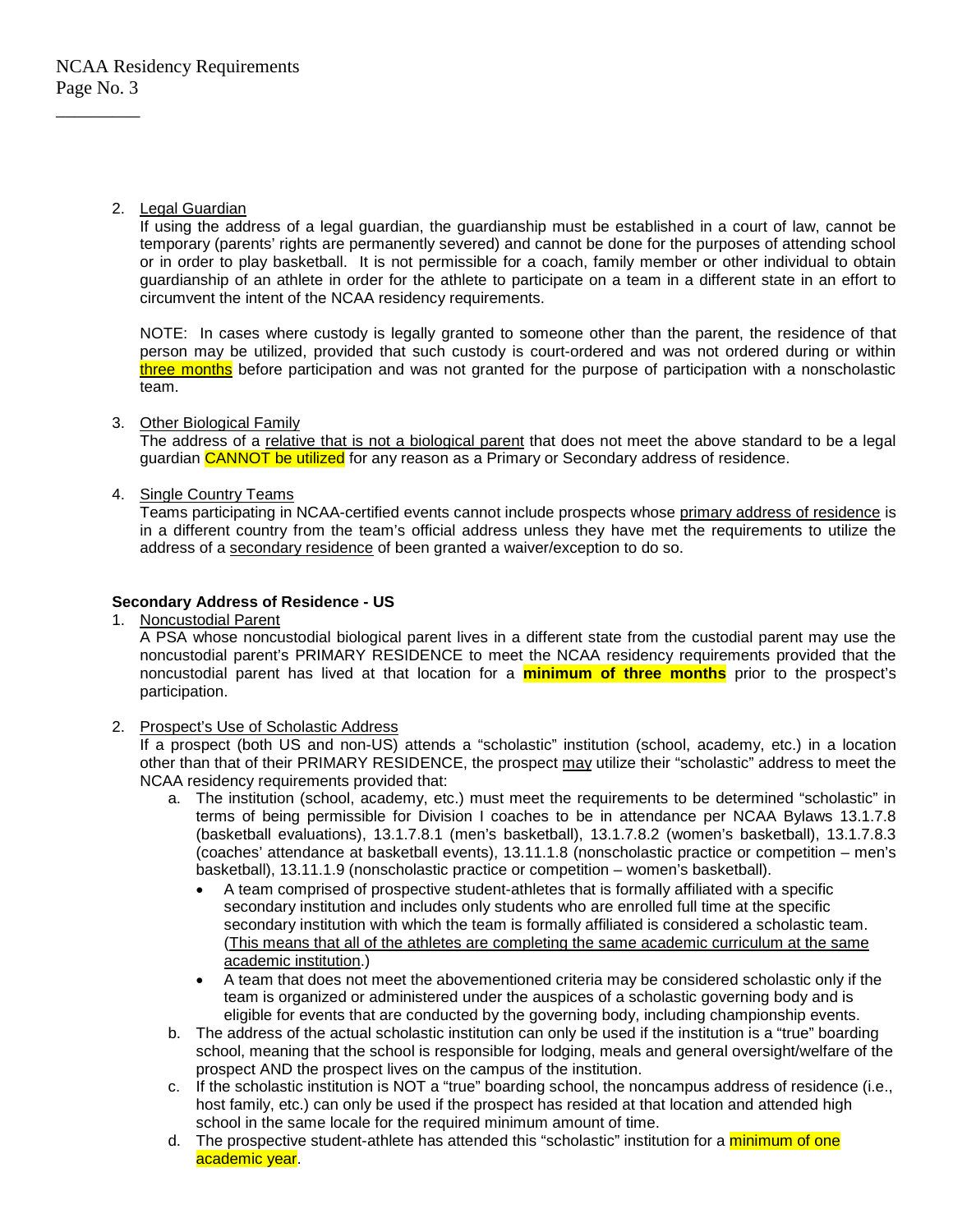2. Legal Guardian
   If using the address of a legal guardian, the guardianship must be established in a court of law, cannot be temporary (parents' rights are permanently severed) and cannot be done for the purposes of attending school or in order to play basketball. It is not permissible for a coach, family member or other individual to obtain guardianship of an athlete in order for the athlete to participate on a team in a different state in an effort to circumvent the intent of the NCAA residency requirements.

   NOTE: In cases where custody is legally granted to someone other than the parent, the residence of that person may be utilized, provided that such custody is court-ordered and was not ordered during or within three months before participation and was not granted for the purpose of participation with a nonscholastic team.

3. Other Biological Family
   The address of a relative that is not a biological parent that does not meet the above standard to be a legal guardian CANNOT be utilized for any reason as a Primary or Secondary address of residence.

4. Single Country Teams
   Teams participating in NCAA-certified events cannot include prospects whose primary address of residence is in a different country from the team's official address unless they have met the requirements to utilize the address of a secondary residence of been granted a waiver/exception to do so.

**Secondary Address of Residence - US**

1. Noncustodial Parent
   A PSA whose noncustodial biological parent lives in a different state from the custodial parent may use the noncustodial parent's PRIMARY RESIDENCE to meet the NCAA residency requirements provided that the noncustodial parent has lived at that location for a **minimum of three months** prior to the prospect's participation.

2. Prospect's Use of Scholastic Address
   If a prospect (both US and non-US) attends a "scholastic" institution (school, academy, etc.) in a location other than that of their PRIMARY RESIDENCE, the prospect may utilize their "scholastic" address to meet the NCAA residency requirements provided that:
   a. The institution (school, academy, etc.) must meet the requirements to be determined "scholastic" in terms of being permissible for Division I coaches to be in attendance per NCAA Bylaws 13.1.7.8 (basketball evaluations), 13.1.7.8.1 (men's basketball), 13.1.7.8.2 (women's basketball), 13.1.7.8.3 (coaches' attendance at basketball events), 13.11.1.8 (nonscholastic practice or competition – men's basketball), 13.11.1.9 (nonscholastic practice or competition – women's basketball).
      - A team comprised of prospective student-athletes that is formally affiliated with a specific secondary institution and includes only students who are enrolled full time at the specific secondary institution with which the team is formally affiliated is considered a scholastic team. (This means that all of the athletes are completing the same academic curriculum at the same academic institution.)
      - A team that does not meet the abovementioned criteria may be considered scholastic only if the team is organized or administered under the auspices of a scholastic governing body and is eligible for events that are conducted by the governing body, including championship events.
   b. The address of the actual scholastic institution can only be used if the institution is a "true" boarding school, meaning that the school is responsible for lodging, meals and general oversight/welfare of the prospect AND the prospect lives on the campus of the institution.
   c. If the scholastic institution is NOT a "true" boarding school, the noncampus address of residence (i.e., host family, etc.) can only be used if the prospect has resided at that location and attended high school in the same locale for the required minimum amount of time.
   d. The prospective student-athlete has attended this "scholastic" institution for a minimum of one academic year.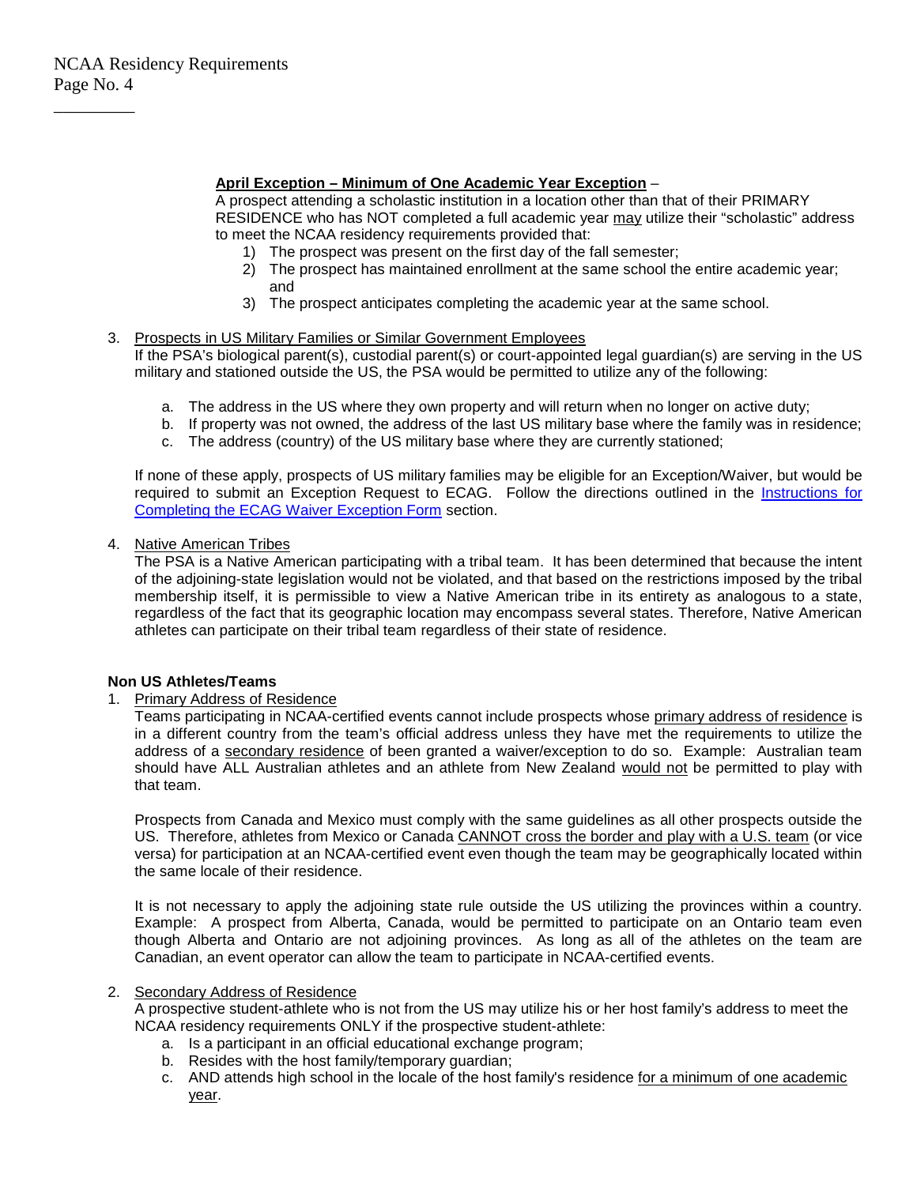**<u>April Exception – Minimum of One Academic Year Exception</u>** –

A prospect attending a scholastic institution in a location other than that of their PRIMARY RESIDENCE who has NOT completed a full academic year <u>may</u> utilize their "scholastic" address to meet the NCAA residency requirements provided that:

1) The prospect was present on the first day of the fall semester;
2) The prospect has maintained enrollment at the same school the entire academic year; and
3) The prospect anticipates completing the academic year at the same school.

3. <u>Prospects in US Military Families or Similar Government Employees</u>

   If the PSA's biological parent(s), custodial parent(s) or court-appointed legal guardian(s) are serving in the US military and stationed outside the US, the PSA would be permitted to utilize any of the following:

   a. The address in the US where they own property and will return when no longer on active duty;
   b. If property was not owned, the address of the last US military base where the family was in residence;
   c. The address (country) of the US military base where they are currently stationed;

   If none of these apply, prospects of US military families may be eligible for an Exception/Waiver, but would be required to submit an Exception Request to ECAG. Follow the directions outlined in the Instructions for Completing the ECAG Waiver Exception Form section.

4. <u>Native American Tribes</u>

   The PSA is a Native American participating with a tribal team. It has been determined that because the intent of the adjoining-state legislation would not be violated, and that based on the restrictions imposed by the tribal membership itself, it is permissible to view a Native American tribe in its entirety as analogous to a state, regardless of the fact that its geographic location may encompass several states. Therefore, Native American athletes can participate on their tribal team regardless of their state of residence.

**Non US Athletes/Teams**

1. <u>Primary Address of Residence</u>

   Teams participating in NCAA-certified events cannot include prospects whose <u>primary address of residence</u> is in a different country from the team's official address unless they have met the requirements to utilize the address of a <u>secondary residence</u> of been granted a waiver/exception to do so. Example: Australian team should have ALL Australian athletes and an athlete from New Zealand <u>would not</u> be permitted to play with that team.

   Prospects from Canada and Mexico must comply with the same guidelines as all other prospects outside the US. Therefore, athletes from Mexico or Canada <u>CANNOT cross the border and play with a U.S. team</u> (or vice versa) for participation at an NCAA-certified event even though the team may be geographically located within the same locale of their residence.

   It is not necessary to apply the adjoining state rule outside the US utilizing the provinces within a country. Example: A prospect from Alberta, Canada, would be permitted to participate on an Ontario team even though Alberta and Ontario are not adjoining provinces. As long as all of the athletes on the team are Canadian, an event operator can allow the team to participate in NCAA-certified events.

2. <u>Secondary Address of Residence</u>

   A prospective student-athlete who is not from the US may utilize his or her host family's address to meet the NCAA residency requirements ONLY if the prospective student-athlete:

   a. Is a participant in an official educational exchange program;
   b. Resides with the host family/temporary guardian;
   c. AND attends high school in the locale of the host family's residence <u>for a minimum of one academic year</u>.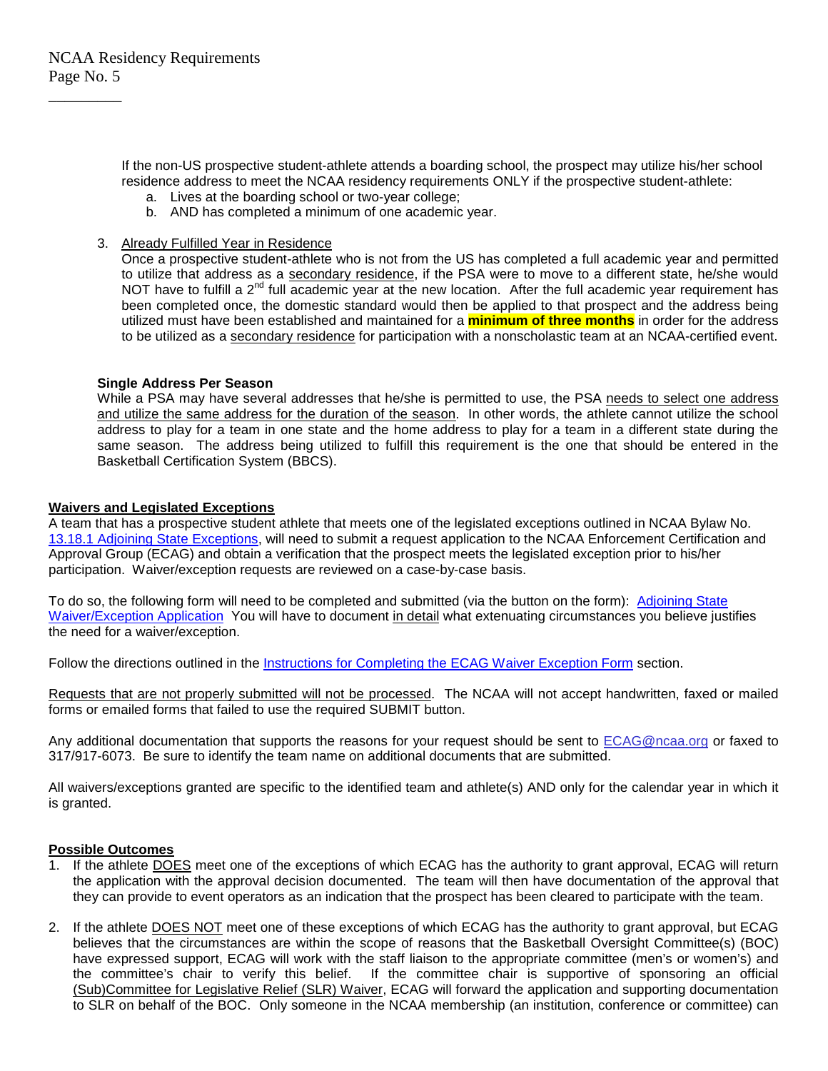If the non-US prospective student-athlete attends a boarding school, the prospect may utilize his/her school residence address to meet the NCAA residency requirements ONLY if the prospective student-athlete:

a. Lives at the boarding school or two-year college;
b. AND has completed a minimum of one academic year.

3. Already Fulfilled Year in Residence

   Once a prospective student-athlete who is not from the US has completed a full academic year and permitted to utilize that address as a secondary residence, if the PSA were to move to a different state, he/she would NOT have to fulfill a 2nd full academic year at the new location. After the full academic year requirement has been completed once, the domestic standard would then be applied to that prospect and the address being utilized must have been established and maintained for a **minimum of three months** in order for the address to be utilized as a secondary residence for participation with a nonscholastic team at an NCAA-certified event.

**Single Address Per Season**

While a PSA may have several addresses that he/she is permitted to use, the PSA needs to select one address and utilize the same address for the duration of the season. In other words, the athlete cannot utilize the school address to play for a team in one state and the home address to play for a team in a different state during the same season. The address being utilized to fulfill this requirement is the one that should be entered in the Basketball Certification System (BBCS).

**Waivers and Legislated Exceptions**

A team that has a prospective student athlete that meets one of the legislated exceptions outlined in NCAA Bylaw No. 13.18.1 Adjoining State Exceptions, will need to submit a request application to the NCAA Enforcement Certification and Approval Group (ECAG) and obtain a verification that the prospect meets the legislated exception prior to his/her participation. Waiver/exception requests are reviewed on a case-by-case basis.

To do so, the following form will need to be completed and submitted (via the button on the form): Adjoining State Waiver/Exception Application You will have to document in detail what extenuating circumstances you believe justifies the need for a waiver/exception.

Follow the directions outlined in the Instructions for Completing the ECAG Waiver Exception Form section.

Requests that are not properly submitted will not be processed. The NCAA will not accept handwritten, faxed or mailed forms or emailed forms that failed to use the required SUBMIT button.

Any additional documentation that supports the reasons for your request should be sent to ECAG@ncaa.org or faxed to 317/917-6073. Be sure to identify the team name on additional documents that are submitted.

All waivers/exceptions granted are specific to the identified team and athlete(s) AND only for the calendar year in which it is granted.

**Possible Outcomes**

1. If the athlete DOES meet one of the exceptions of which ECAG has the authority to grant approval, ECAG will return the application with the approval decision documented. The team will then have documentation of the approval that they can provide to event operators as an indication that the prospect has been cleared to participate with the team.

2. If the athlete DOES NOT meet one of these exceptions of which ECAG has the authority to grant approval, but ECAG believes that the circumstances are within the scope of reasons that the Basketball Oversight Committee(s) (BOC) have expressed support, ECAG will work with the staff liaison to the appropriate committee (men's or women's) and the committee's chair to verify this belief. If the committee chair is supportive of sponsoring an official (Sub)Committee for Legislative Relief (SLR) Waiver, ECAG will forward the application and supporting documentation to SLR on behalf of the BOC. Only someone in the NCAA membership (an institution, conference or committee) can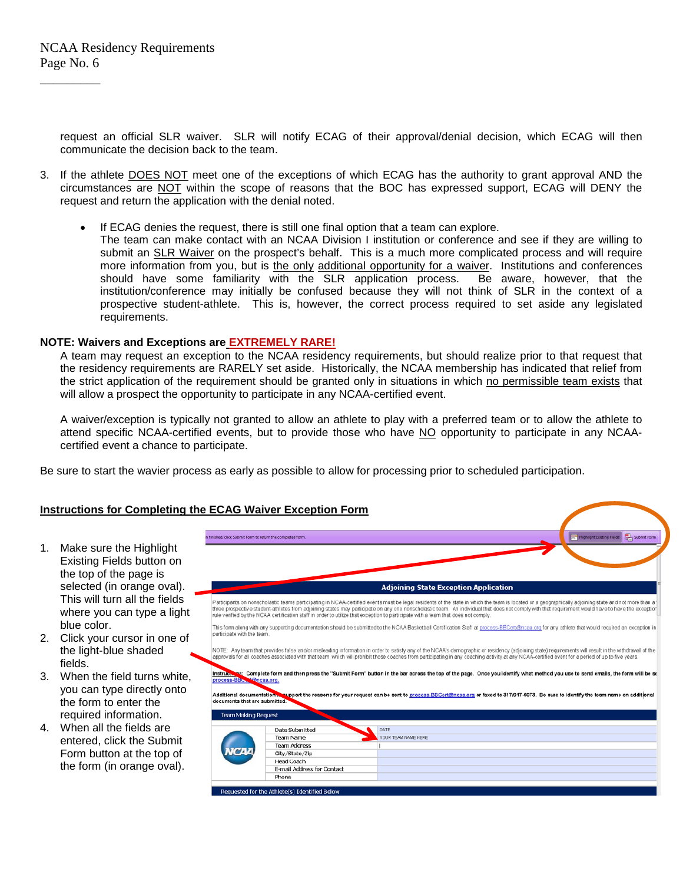request an official SLR waiver. SLR will notify ECAG of their approval/denial decision, which ECAG will then communicate the decision back to the team.

3. If the athlete DOES NOT meet one of the exceptions of which ECAG has the authority to grant approval AND the circumstances are NOT within the scope of reasons that the BOC has expressed support, ECAG will DENY the request and return the application with the denial noted.

   - If ECAG denies the request, there is still one final option that a team can explore. The team can make contact with an NCAA Division I institution or conference and see if they are willing to submit an SLR Waiver on the prospect's behalf. This is a much more complicated process and will require more information from you, but is the only additional opportunity for a waiver. Institutions and conferences should have some familiarity with the SLR application process. Be aware, however, that the institution/conference may initially be confused because they will not think of SLR in the context of a prospective student-athlete. This is, however, the correct process required to set aside any legislated requirements.

**NOTE: Waivers and Exceptions are EXTREMELY RARE!**

A team may request an exception to the NCAA residency requirements, but should realize prior to that request that the residency requirements are RARELY set aside. Historically, the NCAA membership has indicated that relief from the strict application of the requirement should be granted only in situations in which no permissible team exists that will allow a prospect the opportunity to participate in any NCAA-certified event.

A waiver/exception is typically not granted to allow an athlete to play with a preferred team or to allow the athlete to attend specific NCAA-certified events, but to provide those who have NO opportunity to participate in any NCAA-certified event a chance to participate.

Be sure to start the wavier process as early as possible to allow for processing prior to scheduled participation.

## Instructions for Completing the ECAG Waiver Exception Form

1. Make sure the Highlight Existing Fields button on the top of the page is selected (in orange oval). This will turn all the fields where you can type a light blue color.
2. Click your cursor in one of the light-blue shaded fields.
3. When the field turns white, you can type directly onto the form to enter the required information.
4. When all the fields are entered, click the Submit Form button at the top of the form (in orange oval).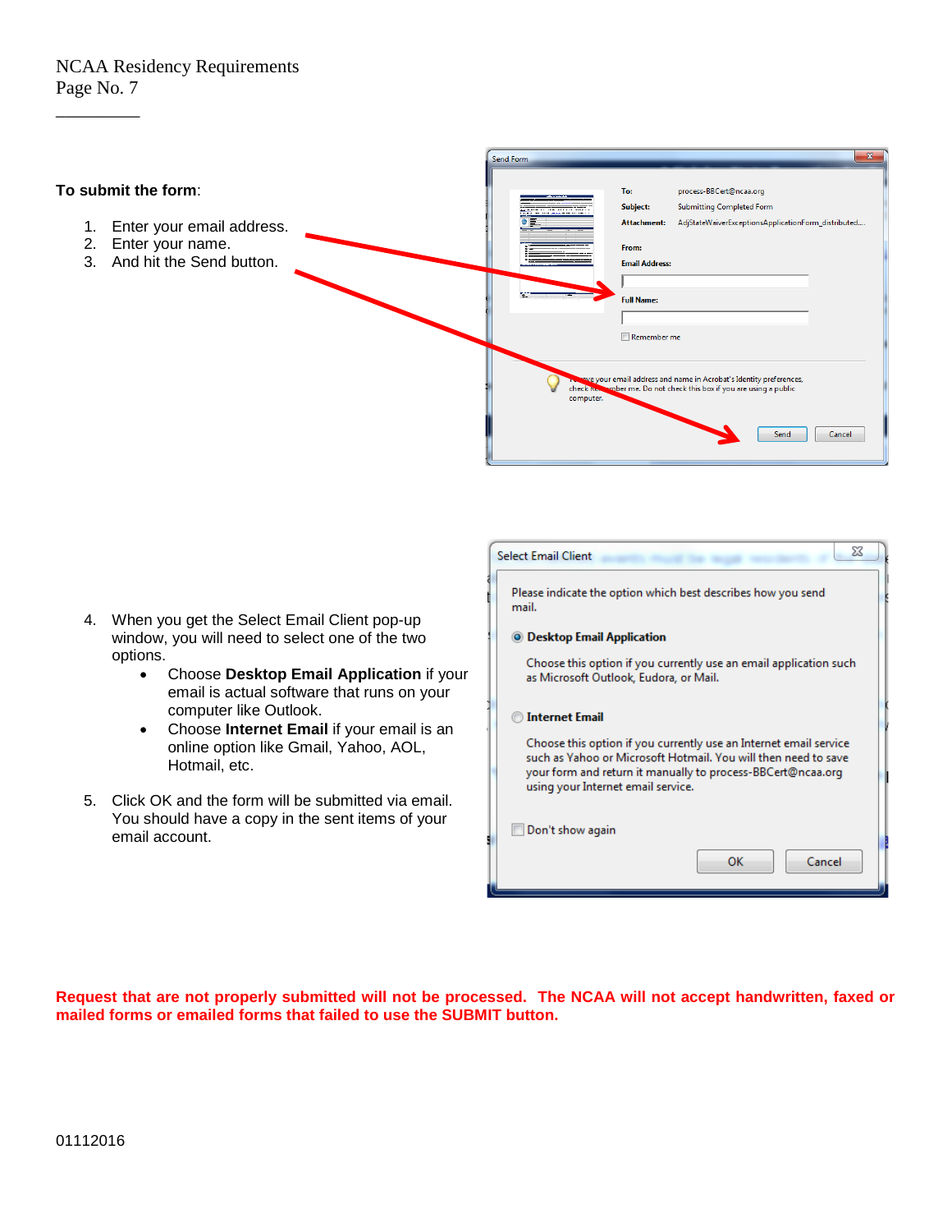**To submit the form**:

1. Enter your email address.
2. Enter your name.
3. And hit the Send button.

4. When you get the Select Email Client pop-up window, you will need to select one of the two options.
   - Choose **Desktop Email Application** if your email is actual software that runs on your computer like Outlook.
   - Choose **Internet Email** if your email is an online option like Gmail, Yahoo, AOL, Hotmail, etc.
5. Click OK and the form will be submitted via email. You should have a copy in the sent items of your email account.

**Request that are not properly submitted will not be processed. The NCAA will not accept handwritten, faxed or mailed forms or emailed forms that failed to use the SUBMIT button.**

01112016